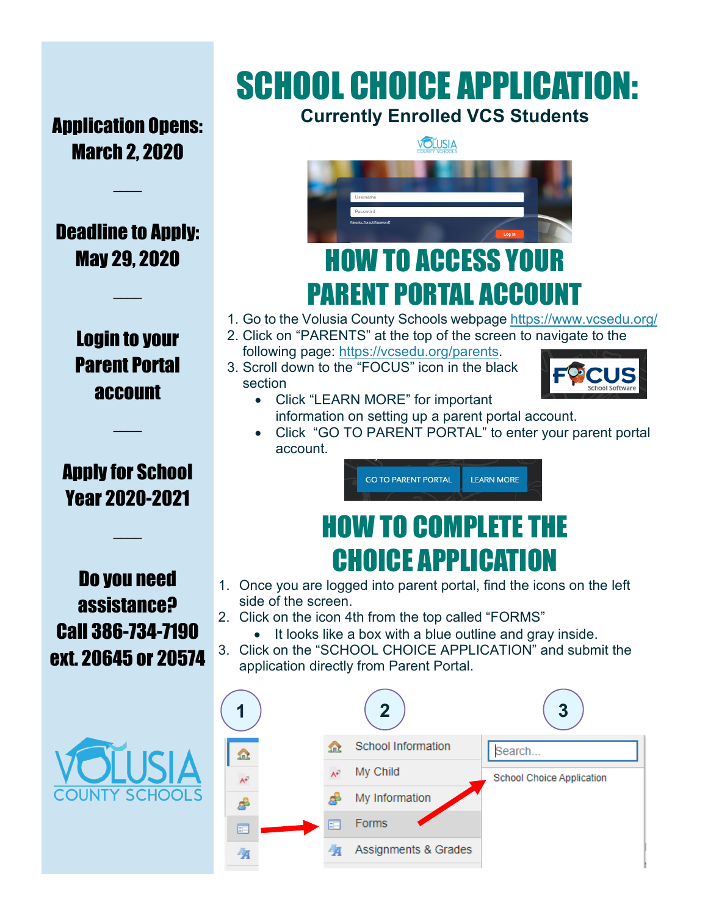# SCHOOL CHOICE APPLICATION:

**Currently Enrolled VCS Students**

**Application Opens: March 2, 2020**

**Deadline to Apply: May 29, 2020**

**Login to your Parent Portal account**

**Apply for School Year 2020-2021**

**Do you need assistance? Call 386-734-7190 ext. 20645 or 20574**

## HOW TO ACCESS YOUR PARENT PORTAL ACCOUNT

1. Go to the Volusia County Schools webpage https://www.vcsedu.org/
2. Click on "PARENTS" at the top of the screen to navigate to the following page: https://vcsedu.org/parents.
3. Scroll down to the "FOCUS" icon in the black section
   - Click "LEARN MORE" for important information on setting up a parent portal account.
   - Click "GO TO PARENT PORTAL" to enter your parent portal account.

## HOW TO COMPLETE THE CHOICE APPLICATION

1. Once you are logged into parent portal, find the icons on the left side of the screen.
2. Click on the icon 4th from the top called "FORMS"
   - It looks like a box with a blue outline and gray inside.
3. Click on the "SCHOOL CHOICE APPLICATION" and submit the application directly from Parent Portal.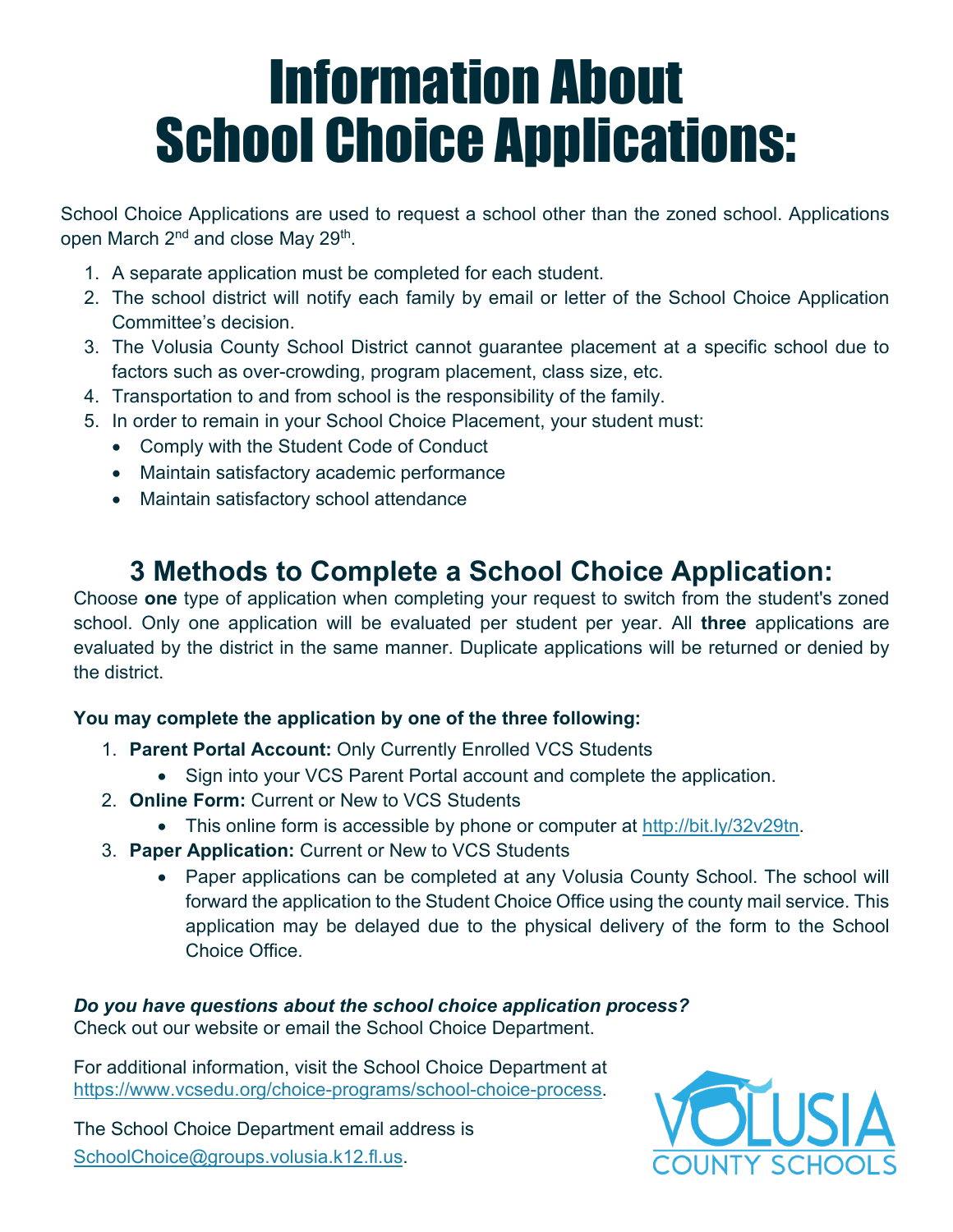# Information About School Choice Applications:

School Choice Applications are used to request a school other than the zoned school. Applications open March 2nd and close May 29th.

1. A separate application must be completed for each student.
2. The school district will notify each family by email or letter of the School Choice Application Committee's decision.
3. The Volusia County School District cannot guarantee placement at a specific school due to factors such as over-crowding, program placement, class size, etc.
4. Transportation to and from school is the responsibility of the family.
5. In order to remain in your School Choice Placement, your student must:
   - Comply with the Student Code of Conduct
   - Maintain satisfactory academic performance
   - Maintain satisfactory school attendance

## 3 Methods to Complete a School Choice Application:

Choose **one** type of application when completing your request to switch from the student's zoned school. Only one application will be evaluated per student per year. All **three** applications are evaluated by the district in the same manner. Duplicate applications will be returned or denied by the district.

**You may complete the application by one of the three following:**

1. **Parent Portal Account:** Only Currently Enrolled VCS Students
   - Sign into your VCS Parent Portal account and complete the application.
2. **Online Form:** Current or New to VCS Students
   - This online form is accessible by phone or computer at http://bit.ly/32v29tn.
3. **Paper Application:** Current or New to VCS Students
   - Paper applications can be completed at any Volusia County School. The school will forward the application to the Student Choice Office using the county mail service. This application may be delayed due to the physical delivery of the form to the School Choice Office.

***Do you have questions about the school choice application process?***
Check out our website or email the School Choice Department.

For additional information, visit the School Choice Department at https://www.vcsedu.org/choice-programs/school-choice-process.

The School Choice Department email address is SchoolChoice@groups.volusia.k12.fl.us.

VOLUSIA COUNTY SCHOOLS